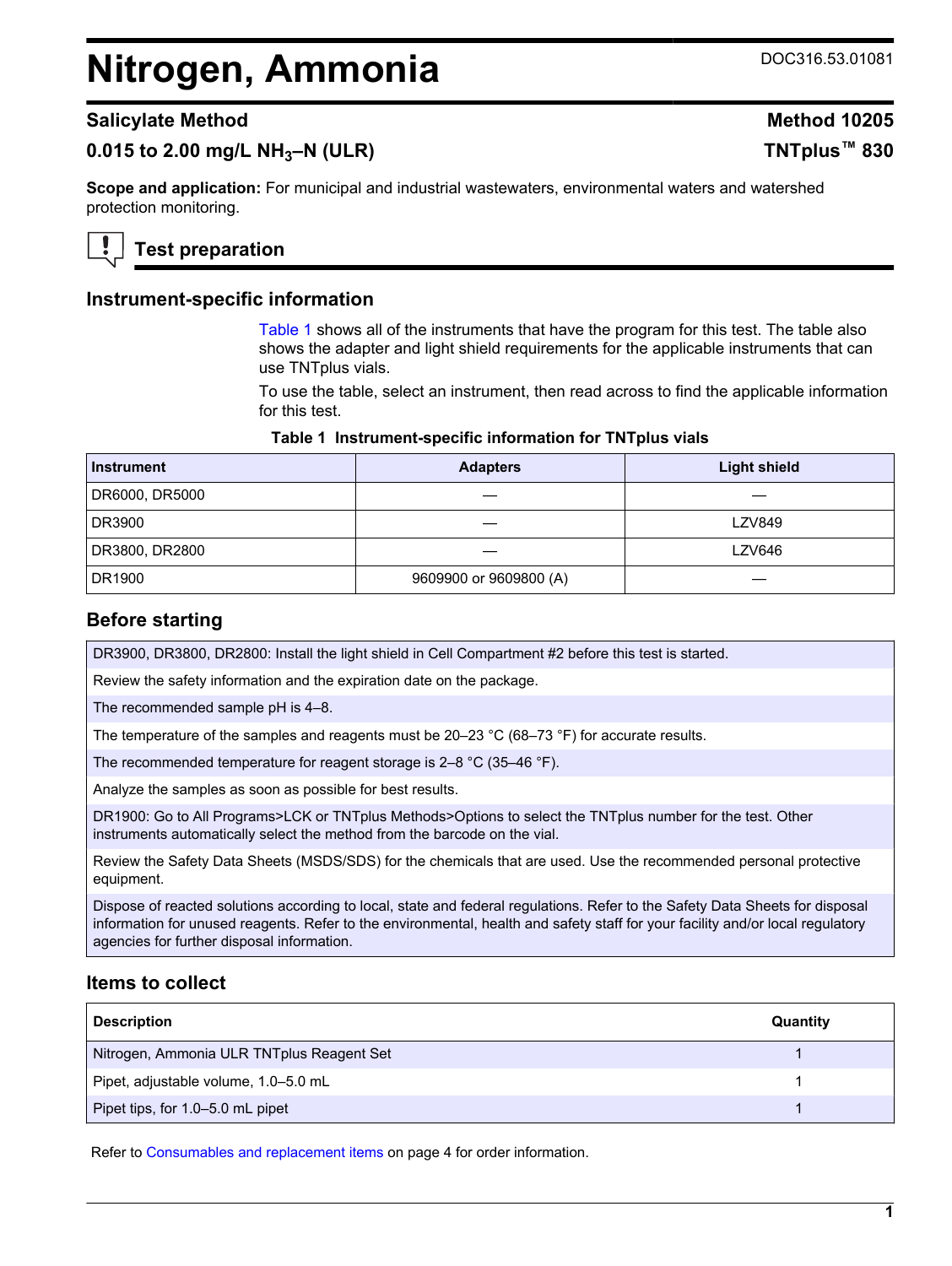# Nitrogen, Ammonia

DOC316.53.01081

## Salicylate Method

**Method 10205**

**0.015 to 2.00 mg/L $NH_3$–N (ULR)**

**TNTplus™ 830**

**Scope and application:** For municipal and industrial wastewaters, environmental waters and watershed protection monitoring.

## Test preparation

### Instrument-specific information

Table 1 shows all of the instruments that have the program for this test. The table also shows the adapter and light shield requirements for the applicable instruments that can use TNTplus vials.

To use the table, select an instrument, then read across to find the applicable information for this test.

**Table 1 Instrument-specific information for TNTplus vials**

| Instrument | Adapters | Light shield |
| --- | --- | --- |
| DR6000, DR5000 | — | — |
| DR3900 | — | LZV849 |
| DR3800, DR2800 | — | LZV646 |
| DR1900 | 9609900 or 9609800 (A) | — |

### Before starting

DR3900, DR3800, DR2800: Install the light shield in Cell Compartment #2 before this test is started.

Review the safety information and the expiration date on the package.

The recommended sample pH is 4–8.

The temperature of the samples and reagents must be 20–23 °C (68–73 °F) for accurate results.

The recommended temperature for reagent storage is 2–8 °C (35–46 °F).

Analyze the samples as soon as possible for best results.

DR1900: Go to All Programs>LCK or TNTplus Methods>Options to select the TNTplus number for the test. Other instruments automatically select the method from the barcode on the vial.

Review the Safety Data Sheets (MSDS/SDS) for the chemicals that are used. Use the recommended personal protective equipment.

Dispose of reacted solutions according to local, state and federal regulations. Refer to the Safety Data Sheets for disposal information for unused reagents. Refer to the environmental, health and safety staff for your facility and/or local regulatory agencies for further disposal information.

### Items to collect

| Description | Quantity |
| --- | --- |
| Nitrogen, Ammonia ULR TNTplus Reagent Set | 1 |
| Pipet, adjustable volume, 1.0–5.0 mL | 1 |
| Pipet tips, for 1.0–5.0 mL pipet | 1 |

Refer to Consumables and replacement items on page 4 for order information.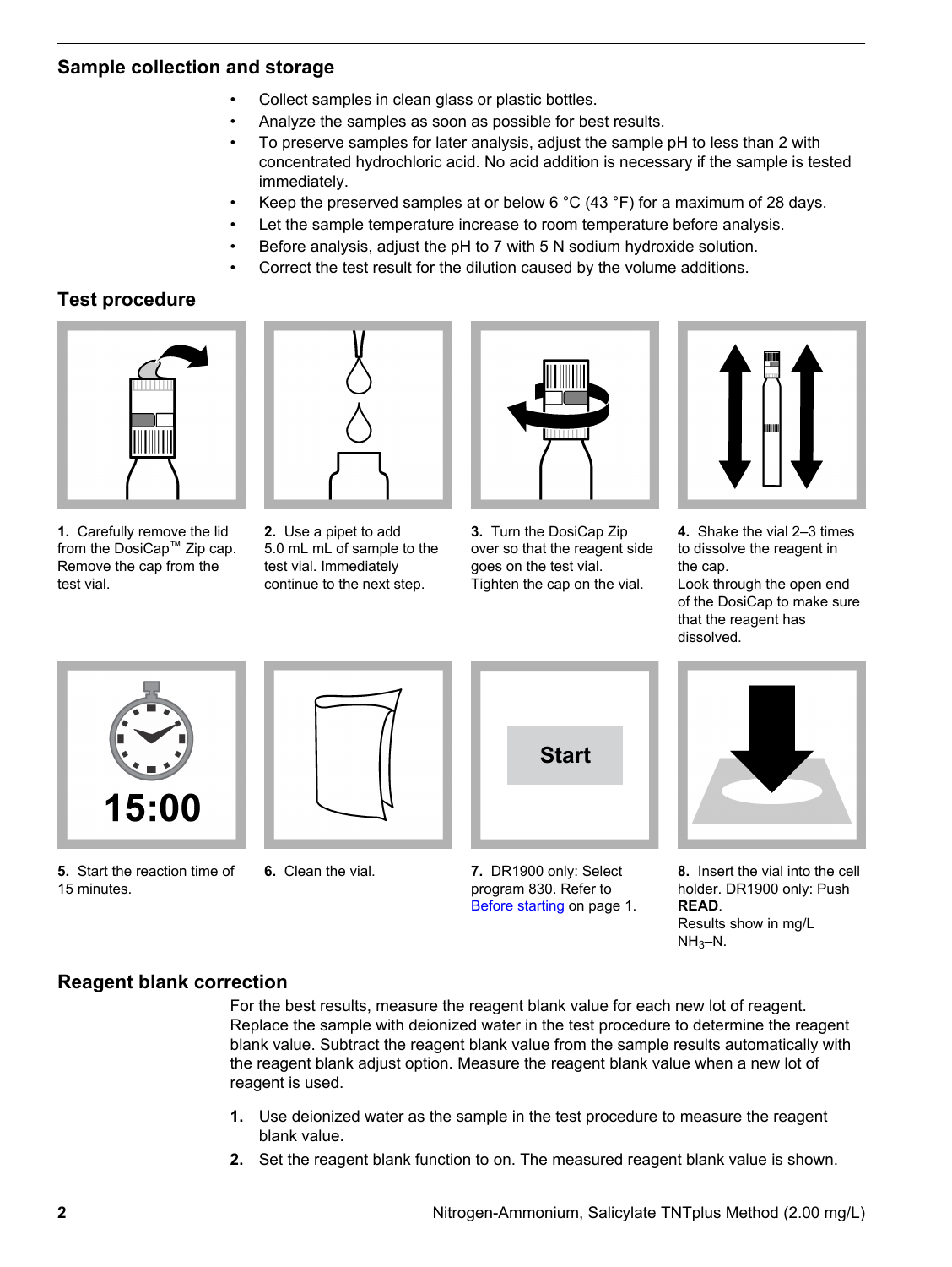## Sample collection and storage

- Collect samples in clean glass or plastic bottles.
- Analyze the samples as soon as possible for best results.
- To preserve samples for later analysis, adjust the sample pH to less than 2 with concentrated hydrochloric acid. No acid addition is necessary if the sample is tested immediately.
- Keep the preserved samples at or below 6 °C (43 °F) for a maximum of 28 days.
- Let the sample temperature increase to room temperature before analysis.
- Before analysis, adjust the pH to 7 with 5 N sodium hydroxide solution.
- Correct the test result for the dilution caused by the volume additions.

## Test procedure

**1.** Carefully remove the lid from the DosiCap™ Zip cap. Remove the cap from the test vial.

**2.** Use a pipet to add 5.0 mL mL of sample to the test vial. Immediately continue to the next step.

**3.** Turn the DosiCap Zip over so that the reagent side goes on the test vial. Tighten the cap on the vial.

**4.** Shake the vial 2–3 times to dissolve the reagent in the cap. Look through the open end of the DosiCap to make sure that the reagent has dissolved.

15:00

**5.** Start the reaction time of 15 minutes.

**6.** Clean the vial.

Start

**7.** DR1900 only: Select program 830. Refer to Before starting on page 1.

**8.** Insert the vial into the cell holder. DR1900 only: Push **READ**. Results show in mg/L $NH_3$–N.

## Reagent blank correction

For the best results, measure the reagent blank value for each new lot of reagent. Replace the sample with deionized water in the test procedure to determine the reagent blank value. Subtract the reagent blank value from the sample results automatically with the reagent blank adjust option. Measure the reagent blank value when a new lot of reagent is used.

1. Use deionized water as the sample in the test procedure to measure the reagent blank value.
2. Set the reagent blank function to on. The measured reagent blank value is shown.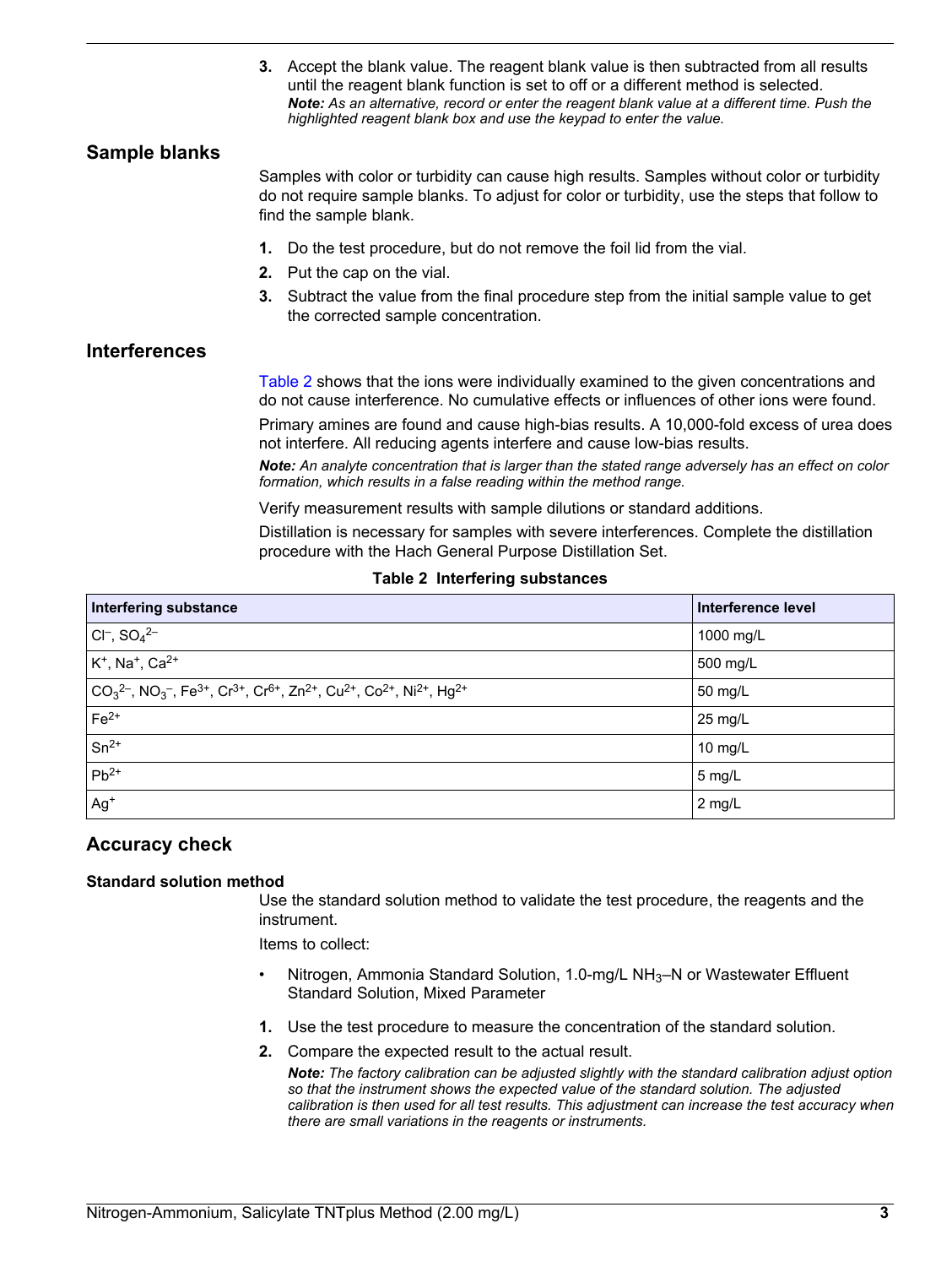3. Accept the blank value. The reagent blank value is then subtracted from all results until the reagent blank function is set to off or a different method is selected.
   ***Note:*** *As an alternative, record or enter the reagent blank value at a different time. Push the highlighted reagent blank box and use the keypad to enter the value.*

## Sample blanks

Samples with color or turbidity can cause high results. Samples without color or turbidity do not require sample blanks. To adjust for color or turbidity, use the steps that follow to find the sample blank.

1. Do the test procedure, but do not remove the foil lid from the vial.
2. Put the cap on the vial.
3. Subtract the value from the final procedure step from the initial sample value to get the corrected sample concentration.

## Interferences

Table 2 shows that the ions were individually examined to the given concentrations and do not cause interference. No cumulative effects or influences of other ions were found.

Primary amines are found and cause high-bias results. A 10,000-fold excess of urea does not interfere. All reducing agents interfere and cause low-bias results.

***Note:*** *An analyte concentration that is larger than the stated range adversely has an effect on color formation, which results in a false reading within the method range.*

Verify measurement results with sample dilutions or standard additions.

Distillation is necessary for samples with severe interferences. Complete the distillation procedure with the Hach General Purpose Distillation Set.

**Table 2 Interfering substances**

| Interfering substance | Interference level |
|---|---|
| $Cl^-$, $SO_4^{2-}$ | 1000 mg/L |
| $K^+$, $Na^+$, $Ca^{2+}$ | 500 mg/L |
| $CO_3^{2-}$, $NO_3^-$, $Fe^{3+}$, $Cr^{3+}$, $Cr^{6+}$, $Zn^{2+}$, $Cu^{2+}$, $Co^{2+}$, $Ni^{2+}$, $Hg^{2+}$ | 50 mg/L |
| $Fe^{2+}$ | 25 mg/L |
| $Sn^{2+}$ | 10 mg/L |
| $Pb^{2+}$ | 5 mg/L |
| $Ag^+$ | 2 mg/L |

## Accuracy check

### Standard solution method

Use the standard solution method to validate the test procedure, the reagents and the instrument.

Items to collect:

- Nitrogen, Ammonia Standard Solution, 1.0-mg/L $NH_3$–N or Wastewater Effluent Standard Solution, Mixed Parameter

1. Use the test procedure to measure the concentration of the standard solution.
2. Compare the expected result to the actual result.
   ***Note:*** *The factory calibration can be adjusted slightly with the standard calibration adjust option so that the instrument shows the expected value of the standard solution. The adjusted calibration is then used for all test results. This adjustment can increase the test accuracy when there are small variations in the reagents or instruments.*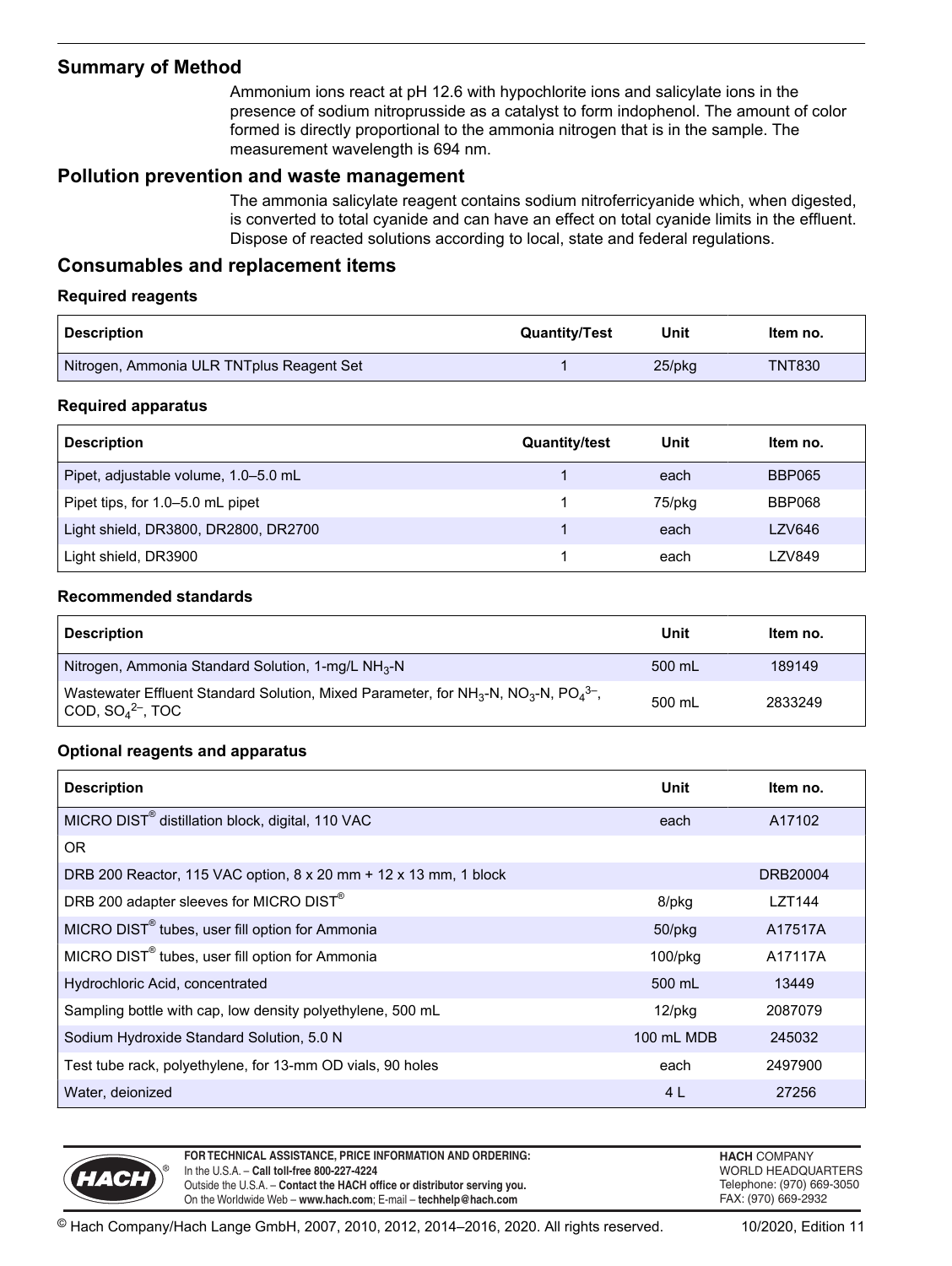## Summary of Method

Ammonium ions react at pH 12.6 with hypochlorite ions and salicylate ions in the presence of sodium nitroprusside as a catalyst to form indophenol. The amount of color formed is directly proportional to the ammonia nitrogen that is in the sample. The measurement wavelength is 694 nm.

## Pollution prevention and waste management

The ammonia salicylate reagent contains sodium nitroferricyanide which, when digested, is converted to total cyanide and can have an effect on total cyanide limits in the effluent. Dispose of reacted solutions according to local, state and federal regulations.

## Consumables and replacement items

### Required reagents

| Description | Quantity/Test | Unit | Item no. |
|---|---|---|---|
| Nitrogen, Ammonia ULR TNTplus Reagent Set | 1 | 25/pkg | TNT830 |

### Required apparatus

| Description | Quantity/test | Unit | Item no. |
|---|---|---|---|
| Pipet, adjustable volume, 1.0–5.0 mL | 1 | each | BBP065 |
| Pipet tips, for 1.0–5.0 mL pipet | 1 | 75/pkg | BBP068 |
| Light shield, DR3800, DR2800, DR2700 | 1 | each | LZV646 |
| Light shield, DR3900 | 1 | each | LZV849 |

### Recommended standards

| Description | Unit | Item no. |
|---|---|---|
| Nitrogen, Ammonia Standard Solution, 1-mg/L $NH_3$-N | 500 mL | 189149 |
| Wastewater Effluent Standard Solution, Mixed Parameter, for $NH_3$-N, $NO_3$-N, $PO_4^{3-}$, COD, $SO_4^{2-}$, TOC | 500 mL | 2833249 |

### Optional reagents and apparatus

| Description | Unit | Item no. |
|---|---|---|
| MICRO DIST® distillation block, digital, 110 VAC | each | A17102 |
| OR | | |
| DRB 200 Reactor, 115 VAC option, 8 x 20 mm + 12 x 13 mm, 1 block | | DRB20004 |
| DRB 200 adapter sleeves for MICRO DIST® | 8/pkg | LZT144 |
| MICRO DIST® tubes, user fill option for Ammonia | 50/pkg | A17517A |
| MICRO DIST® tubes, user fill option for Ammonia | 100/pkg | A17117A |
| Hydrochloric Acid, concentrated | 500 mL | 13449 |
| Sampling bottle with cap, low density polyethylene, 500 mL | 12/pkg | 2087079 |
| Sodium Hydroxide Standard Solution, 5.0 N | 100 mL MDB | 245032 |
| Test tube rack, polyethylene, for 13-mm OD vials, 90 holes | each | 2497900 |
| Water, deionized | 4 L | 27256 |

**FOR TECHNICAL ASSISTANCE, PRICE INFORMATION AND ORDERING:**
In the U.S.A. – **Call toll-free 800-227-4224**
Outside the U.S.A. – **Contact the HACH office or distributor serving you.**
On the Worldwide Web – **www.hach.com**; E-mail – **techhelp@hach.com**

**HACH** COMPANY
WORLD HEADQUARTERS
Telephone: (970) 669-3050
FAX: (970) 669-2932

© Hach Company/Hach Lange GmbH, 2007, 2010, 2012, 2014–2016, 2020. All rights reserved. 10/2020, Edition 11